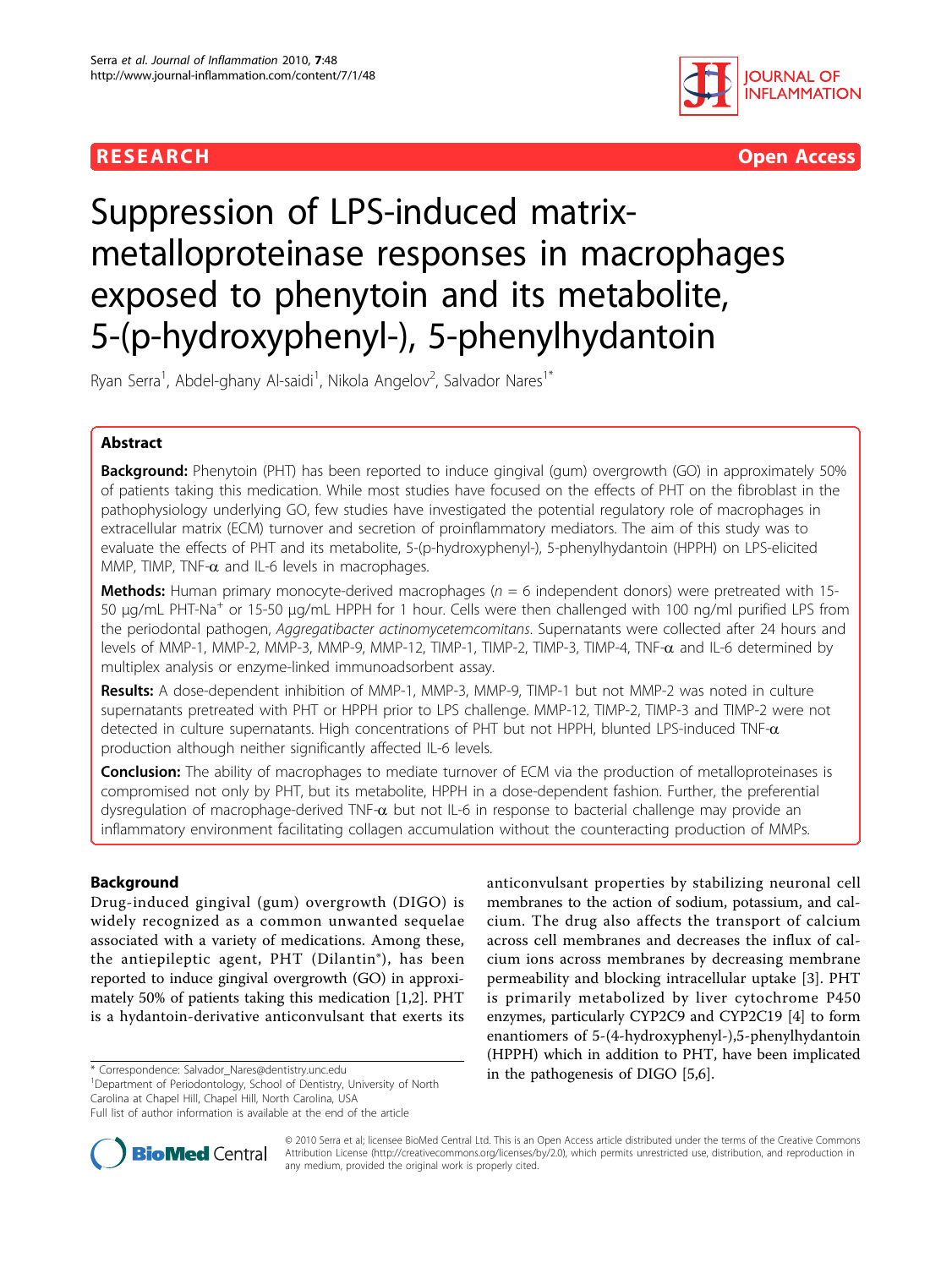RESEARCH Open Access

# Suppression of LPS-induced matrix-metalloproteinase responses in macrophages exposed to phenytoin and its metabolite, 5-(p-hydroxyphenyl-), 5-phenylhydantoin

Ryan Serra[1], Abdel-ghany Al-saidi[1], Nikola Angelov[2], Salvador Nares[1*]

## Abstract

**Background:** Phenytoin (PHT) has been reported to induce gingival (gum) overgrowth (GO) in approximately 50% of patients taking this medication. While most studies have focused on the effects of PHT on the fibroblast in the pathophysiology underlying GO, few studies have investigated the potential regulatory role of macrophages in extracellular matrix (ECM) turnover and secretion of proinflammatory mediators. The aim of this study was to evaluate the effects of PHT and its metabolite, 5-(p-hydroxyphenyl-), 5-phenylhydantoin (HPPH) on LPS-elicited MMP, TIMP, TNF-α and IL-6 levels in macrophages.

**Methods:** Human primary monocyte-derived macrophages ($n$ = 6 independent donors) were pretreated with 15-50 μg/mL PHT-Na$^+$ or 15-50 μg/mL HPPH for 1 hour. Cells were then challenged with 100 ng/ml purified LPS from the periodontal pathogen, *Aggregatibacter actinomycetemcomitans*. Supernatants were collected after 24 hours and levels of MMP-1, MMP-2, MMP-3, MMP-9, MMP-12, TIMP-1, TIMP-2, TIMP-3, TIMP-4, TNF-α and IL-6 determined by multiplex analysis or enzyme-linked immunoadsorbent assay.

**Results:** A dose-dependent inhibition of MMP-1, MMP-3, MMP-9, TIMP-1 but not MMP-2 was noted in culture supernatants pretreated with PHT or HPPH prior to LPS challenge. MMP-12, TIMP-2, TIMP-3 and TIMP-2 were not detected in culture supernatants. High concentrations of PHT but not HPPH, blunted LPS-induced TNF-α production although neither significantly affected IL-6 levels.

**Conclusion:** The ability of macrophages to mediate turnover of ECM via the production of metalloproteinases is compromised not only by PHT, but its metabolite, HPPH in a dose-dependent fashion. Further, the preferential dysregulation of macrophage-derived TNF-α but not IL-6 in response to bacterial challenge may provide an inflammatory environment facilitating collagen accumulation without the counteracting production of MMPs.

## Background

Drug-induced gingival (gum) overgrowth (DIGO) is widely recognized as a common unwanted sequelae associated with a variety of medications. Among these, the antiepileptic agent, PHT (Dilantin®), has been reported to induce gingival overgrowth (GO) in approximately 50% of patients taking this medication [1,2]. PHT is a hydantoin-derivative anticonvulsant that exerts its anticonvulsant properties by stabilizing neuronal cell membranes to the action of sodium, potassium, and calcium. The drug also affects the transport of calcium across cell membranes and decreases the influx of calcium ions across membranes by decreasing membrane permeability and blocking intracellular uptake [3]. PHT is primarily metabolized by liver cytochrome P450 enzymes, particularly CYP2C9 and CYP2C19 [4] to form enantiomers of 5-(4-hydroxyphenyl-),5-phenylhydantoin (HPPH) which in addition to PHT, have been implicated in the pathogenesis of DIGO [5,6].

\* Correspondence: Salvador_Nares@dentistry.unc.edu
[1]Department of Periodontology, School of Dentistry, University of North Carolina at Chapel Hill, Chapel Hill, North Carolina, USA
Full list of author information is available at the end of the article

© 2010 Serra et al; licensee BioMed Central Ltd. This is an Open Access article distributed under the terms of the Creative Commons Attribution License (http://creativecommons.org/licenses/by/2.0), which permits unrestricted use, distribution, and reproduction in any medium, provided the original work is properly cited.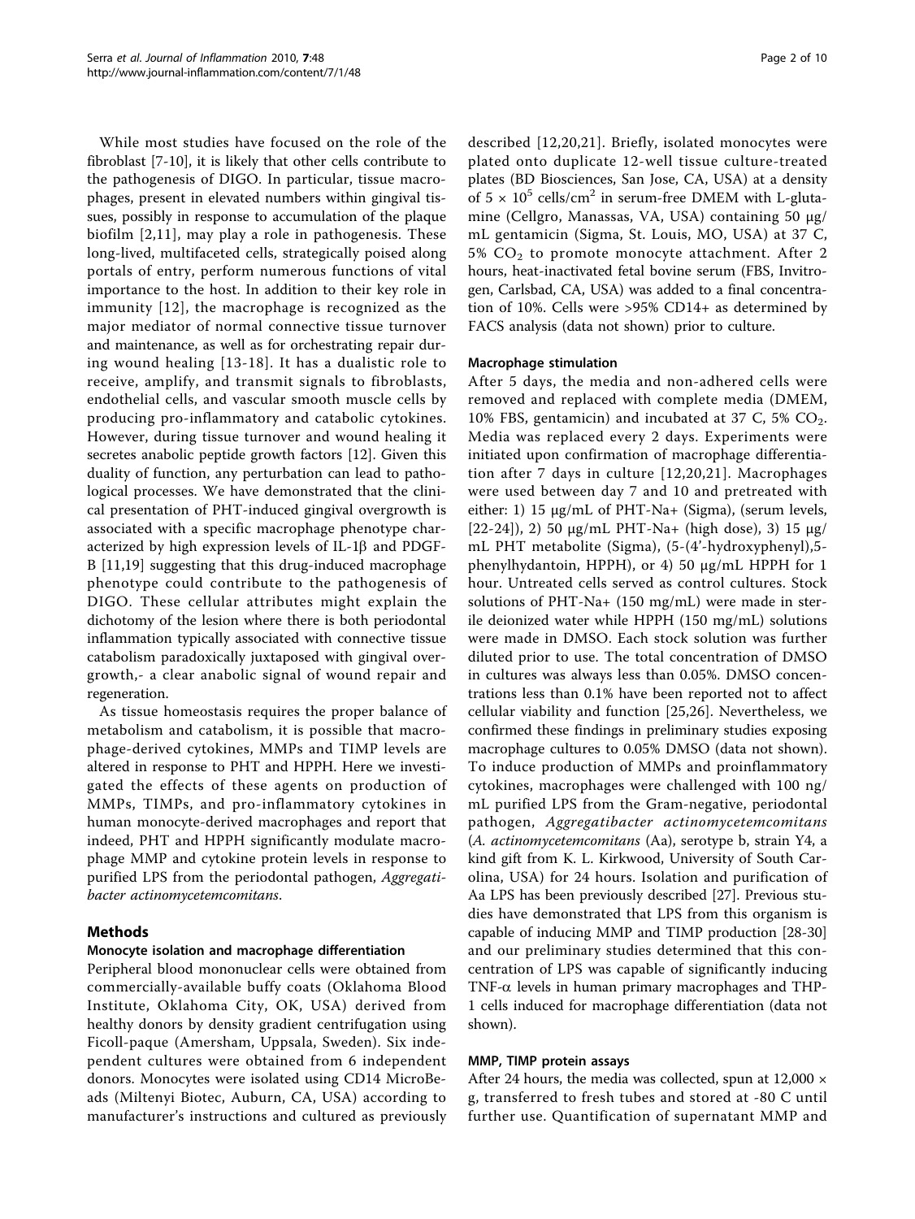While most studies have focused on the role of the fibroblast [7-10], it is likely that other cells contribute to the pathogenesis of DIGO. In particular, tissue macrophages, present in elevated numbers within gingival tissues, possibly in response to accumulation of the plaque biofilm [2,11], may play a role in pathogenesis. These long-lived, multifaceted cells, strategically poised along portals of entry, perform numerous functions of vital importance to the host. In addition to their key role in immunity [12], the macrophage is recognized as the major mediator of normal connective tissue turnover and maintenance, as well as for orchestrating repair during wound healing [13-18]. It has a dualistic role to receive, amplify, and transmit signals to fibroblasts, endothelial cells, and vascular smooth muscle cells by producing pro-inflammatory and catabolic cytokines. However, during tissue turnover and wound healing it secretes anabolic peptide growth factors [12]. Given this duality of function, any perturbation can lead to pathological processes. We have demonstrated that the clinical presentation of PHT-induced gingival overgrowth is associated with a specific macrophage phenotype characterized by high expression levels of IL-1β and PDGF-B [11,19] suggesting that this drug-induced macrophage phenotype could contribute to the pathogenesis of DIGO. These cellular attributes might explain the dichotomy of the lesion where there is both periodontal inflammation typically associated with connective tissue catabolism paradoxically juxtaposed with gingival overgrowth,- a clear anabolic signal of wound repair and regeneration.

As tissue homeostasis requires the proper balance of metabolism and catabolism, it is possible that macrophage-derived cytokines, MMPs and TIMP levels are altered in response to PHT and HPPH. Here we investigated the effects of these agents on production of MMPs, TIMPs, and pro-inflammatory cytokines in human monocyte-derived macrophages and report that indeed, PHT and HPPH significantly modulate macrophage MMP and cytokine protein levels in response to purified LPS from the periodontal pathogen, *Aggregatibacter actinomycetemcomitans*.

## Methods

### Monocyte isolation and macrophage differentiation

Peripheral blood mononuclear cells were obtained from commercially-available buffy coats (Oklahoma Blood Institute, Oklahoma City, OK, USA) derived from healthy donors by density gradient centrifugation using Ficoll-paque (Amersham, Uppsala, Sweden). Six independent cultures were obtained from 6 independent donors. Monocytes were isolated using CD14 MicroBeads (Miltenyi Biotec, Auburn, CA, USA) according to manufacturer's instructions and cultured as previously described [12,20,21]. Briefly, isolated monocytes were plated onto duplicate 12-well tissue culture-treated plates (BD Biosciences, San Jose, CA, USA) at a density of $5 \times 10^5$ cells/cm$^2$ in serum-free DMEM with L-glutamine (Cellgro, Manassas, VA, USA) containing 50 μg/mL gentamicin (Sigma, St. Louis, MO, USA) at 37 C, 5% $CO_2$ to promote monocyte attachment. After 2 hours, heat-inactivated fetal bovine serum (FBS, Invitrogen, Carlsbad, CA, USA) was added to a final concentration of 10%. Cells were >95% CD14+ as determined by FACS analysis (data not shown) prior to culture.

### Macrophage stimulation

After 5 days, the media and non-adhered cells were removed and replaced with complete media (DMEM, 10% FBS, gentamicin) and incubated at 37 C, 5% $CO_2$. Media was replaced every 2 days. Experiments were initiated upon confirmation of macrophage differentiation after 7 days in culture [12,20,21]. Macrophages were used between day 7 and 10 and pretreated with either: 1) 15 μg/mL of PHT-Na+ (Sigma), (serum levels, [22-24]), 2) 50 μg/mL PHT-Na+ (high dose), 3) 15 μg/mL PHT metabolite (Sigma), (5-(4'-hydroxyphenyl),5-phenylhydantoin, HPPH), or 4) 50 μg/mL HPPH for 1 hour. Untreated cells served as control cultures. Stock solutions of PHT-Na+ (150 mg/mL) were made in sterile deionized water while HPPH (150 mg/mL) solutions were made in DMSO. Each stock solution was further diluted prior to use. The total concentration of DMSO in cultures was always less than 0.05%. DMSO concentrations less than 0.1% have been reported not to affect cellular viability and function [25,26]. Nevertheless, we confirmed these findings in preliminary studies exposing macrophage cultures to 0.05% DMSO (data not shown). To induce production of MMPs and proinflammatory cytokines, macrophages were challenged with 100 ng/mL purified LPS from the Gram-negative, periodontal pathogen, *Aggregatibacter actinomycetemcomitans* (*A. actinomycetemcomitans* (Aa), serotype b, strain Y4, a kind gift from K. L. Kirkwood, University of South Carolina, USA) for 24 hours. Isolation and purification of Aa LPS has been previously described [27]. Previous studies have demonstrated that LPS from this organism is capable of inducing MMP and TIMP production [28-30] and our preliminary studies determined that this concentration of LPS was capable of significantly inducing TNF-α levels in human primary macrophages and THP-1 cells induced for macrophage differentiation (data not shown).

### MMP, TIMP protein assays

After 24 hours, the media was collected, spun at 12,000 × g, transferred to fresh tubes and stored at -80 C until further use. Quantification of supernatant MMP and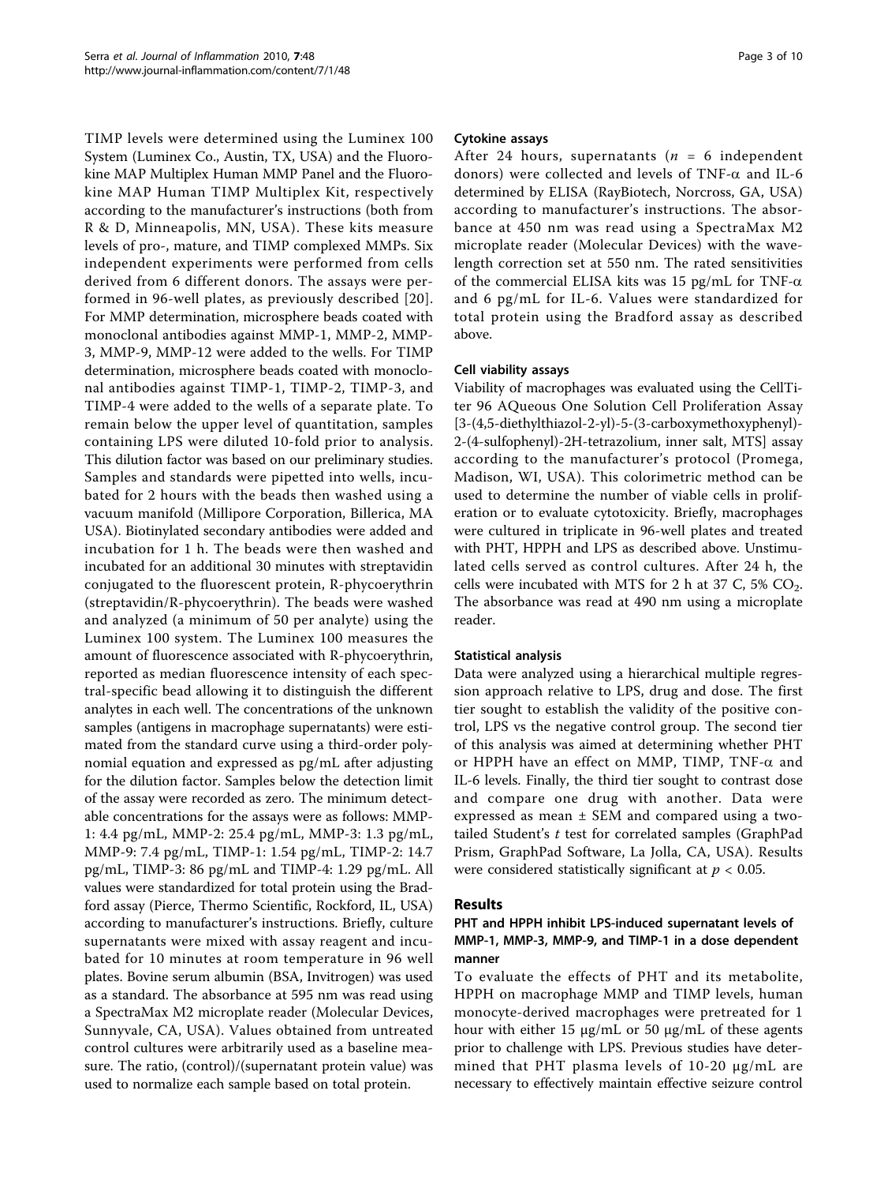TIMP levels were determined using the Luminex 100 System (Luminex Co., Austin, TX, USA) and the Fluorokine MAP Multiplex Human MMP Panel and the Fluorokine MAP Human TIMP Multiplex Kit, respectively according to the manufacturer's instructions (both from R & D, Minneapolis, MN, USA). These kits measure levels of pro-, mature, and TIMP complexed MMPs. Six independent experiments were performed from cells derived from 6 different donors. The assays were performed in 96-well plates, as previously described [20]. For MMP determination, microsphere beads coated with monoclonal antibodies against MMP-1, MMP-2, MMP-3, MMP-9, MMP-12 were added to the wells. For TIMP determination, microsphere beads coated with monoclonal antibodies against TIMP-1, TIMP-2, TIMP-3, and TIMP-4 were added to the wells of a separate plate. To remain below the upper level of quantitation, samples containing LPS were diluted 10-fold prior to analysis. This dilution factor was based on our preliminary studies. Samples and standards were pipetted into wells, incubated for 2 hours with the beads then washed using a vacuum manifold (Millipore Corporation, Billerica, MA USA). Biotinylated secondary antibodies were added and incubation for 1 h. The beads were then washed and incubated for an additional 30 minutes with streptavidin conjugated to the fluorescent protein, R-phycoerythrin (streptavidin/R-phycoerythrin). The beads were washed and analyzed (a minimum of 50 per analyte) using the Luminex 100 system. The Luminex 100 measures the amount of fluorescence associated with R-phycoerythrin, reported as median fluorescence intensity of each spectral-specific bead allowing it to distinguish the different analytes in each well. The concentrations of the unknown samples (antigens in macrophage supernatants) were estimated from the standard curve using a third-order polynomial equation and expressed as pg/mL after adjusting for the dilution factor. Samples below the detection limit of the assay were recorded as zero. The minimum detectable concentrations for the assays were as follows: MMP-1: 4.4 pg/mL, MMP-2: 25.4 pg/mL, MMP-3: 1.3 pg/mL, MMP-9: 7.4 pg/mL, TIMP-1: 1.54 pg/mL, TIMP-2: 14.7 pg/mL, TIMP-3: 86 pg/mL and TIMP-4: 1.29 pg/mL. All values were standardized for total protein using the Bradford assay (Pierce, Thermo Scientific, Rockford, IL, USA) according to manufacturer's instructions. Briefly, culture supernatants were mixed with assay reagent and incubated for 10 minutes at room temperature in 96 well plates. Bovine serum albumin (BSA, Invitrogen) was used as a standard. The absorbance at 595 nm was read using a SpectraMax M2 microplate reader (Molecular Devices, Sunnyvale, CA, USA). Values obtained from untreated control cultures were arbitrarily used as a baseline measure. The ratio, (control)/(supernatant protein value) was used to normalize each sample based on total protein.

#### Cytokine assays

After 24 hours, supernatants ($n$ = 6 independent donors) were collected and levels of TNF-$\alpha$ and IL-6 determined by ELISA (RayBiotech, Norcross, GA, USA) according to manufacturer's instructions. The absorbance at 450 nm was read using a SpectraMax M2 microplate reader (Molecular Devices) with the wavelength correction set at 550 nm. The rated sensitivities of the commercial ELISA kits was 15 pg/mL for TNF-$\alpha$ and 6 pg/mL for IL-6. Values were standardized for total protein using the Bradford assay as described above.

#### Cell viability assays

Viability of macrophages was evaluated using the CellTiter 96 AQueous One Solution Cell Proliferation Assay [3-(4,5-diethylthiazol-2-yl)-5-(3-carboxymethoxyphenyl)-2-(4-sulfophenyl)-2H-tetrazolium, inner salt, MTS] assay according to the manufacturer's protocol (Promega, Madison, WI, USA). This colorimetric method can be used to determine the number of viable cells in proliferation or to evaluate cytotoxicity. Briefly, macrophages were cultured in triplicate in 96-well plates and treated with PHT, HPPH and LPS as described above. Unstimulated cells served as control cultures. After 24 h, the cells were incubated with MTS for 2 h at 37 C, 5% $CO_2$. The absorbance was read at 490 nm using a microplate reader.

#### Statistical analysis

Data were analyzed using a hierarchical multiple regression approach relative to LPS, drug and dose. The first tier sought to establish the validity of the positive control, LPS vs the negative control group. The second tier of this analysis was aimed at determining whether PHT or HPPH have an effect on MMP, TIMP, TNF-$\alpha$ and IL-6 levels. Finally, the third tier sought to contrast dose and compare one drug with another. Data were expressed as mean ± SEM and compared using a two-tailed Student's $t$ test for correlated samples (GraphPad Prism, GraphPad Software, La Jolla, CA, USA). Results were considered statistically significant at $p < 0.05$.

## Results

### PHT and HPPH inhibit LPS-induced supernatant levels of MMP-1, MMP-3, MMP-9, and TIMP-1 in a dose dependent manner

To evaluate the effects of PHT and its metabolite, HPPH on macrophage MMP and TIMP levels, human monocyte-derived macrophages were pretreated for 1 hour with either 15 μg/mL or 50 μg/mL of these agents prior to challenge with LPS. Previous studies have determined that PHT plasma levels of 10-20 μg/mL are necessary to effectively maintain effective seizure control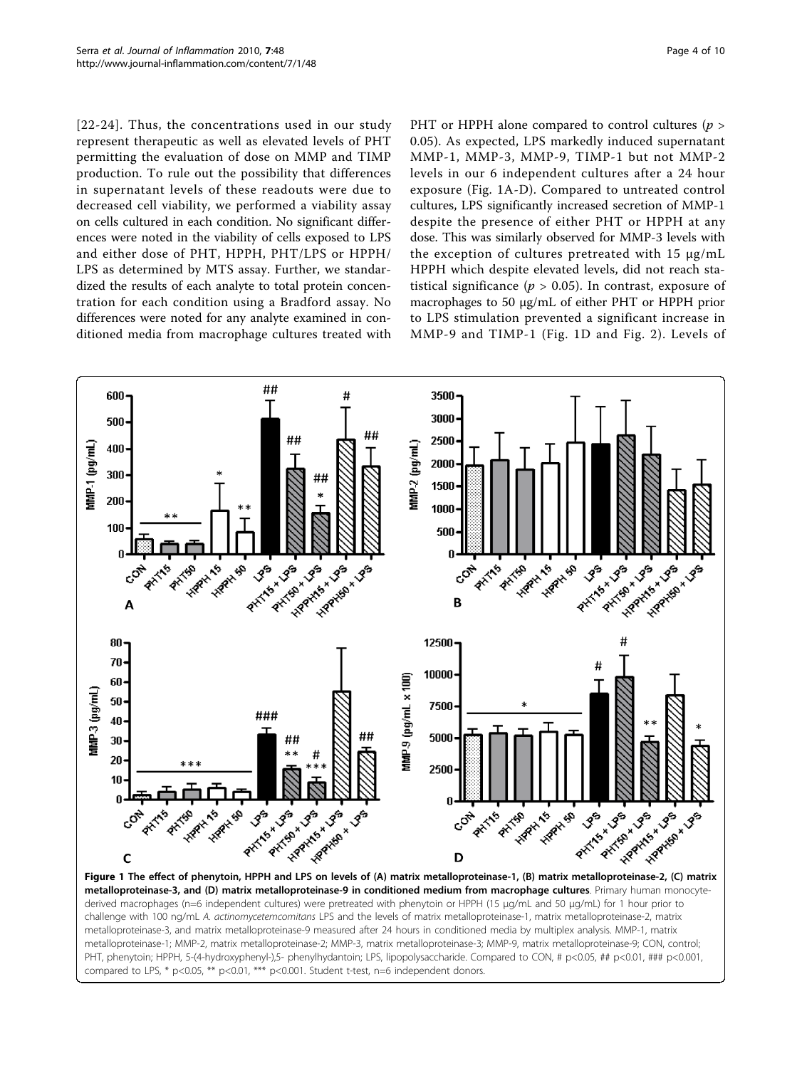[22-24]. Thus, the concentrations used in our study represent therapeutic as well as elevated levels of PHT permitting the evaluation of dose on MMP and TIMP production. To rule out the possibility that differences in supernatant levels of these readouts were due to decreased cell viability, we performed a viability assay on cells cultured in each condition. No significant differences were noted in the viability of cells exposed to LPS and either dose of PHT, HPPH, PHT/LPS or HPPH/LPS as determined by MTS assay. Further, we standardized the results of each analyte to total protein concentration for each condition using a Bradford assay. No differences were noted for any analyte examined in conditioned media from macrophage cultures treated with PHT or HPPH alone compared to control cultures ($p > 0.05$). As expected, LPS markedly induced supernatant MMP-1, MMP-3, MMP-9, TIMP-1 but not MMP-2 levels in our 6 independent cultures after a 24 hour exposure (Fig. 1A-D). Compared to untreated control cultures, LPS significantly increased secretion of MMP-1 despite the presence of either PHT or HPPH at any dose. This was similarly observed for MMP-3 levels with the exception of cultures pretreated with 15 μg/mL HPPH which despite elevated levels, did not reach statistical significance ($p > 0.05$). In contrast, exposure of macrophages to 50 μg/mL of either PHT or HPPH prior to LPS stimulation prevented a significant increase in MMP-9 and TIMP-1 (Fig. 1D and Fig. 2). Levels of

**Figure 1 The effect of phenytoin, HPPH and LPS on levels of (A) matrix metalloproteinase-1, (B) matrix metalloproteinase-2, (C) matrix metalloproteinase-3, and (D) matrix metalloproteinase-9 in conditioned medium from macrophage cultures**. Primary human monocyte-derived macrophages (n=6 independent cultures) were pretreated with phenytoin or HPPH (15 μg/mL and 50 μg/mL) for 1 hour prior to challenge with 100 ng/mL *A. actinomycetemcomitans* LPS and the levels of matrix metalloproteinase-1, matrix metalloproteinase-2, matrix metalloproteinase-3, and matrix metalloproteinase-9 measured after 24 hours in conditioned media by multiplex analysis. MMP-1, matrix metalloproteinase-1; MMP-2, matrix metalloproteinase-2; MMP-3, matrix metalloproteinase-3; MMP-9, matrix metalloproteinase-9; CON, control; PHT, phenytoin; HPPH, 5-(4-hydroxyphenyl-),5- phenylhydantoin; LPS, lipopolysaccharide. Compared to CON, # p<0.05, ## p<0.01, ### p<0.001, compared to LPS, * p<0.05, ** p<0.01, *** p<0.001. Student t-test, n=6 independent donors.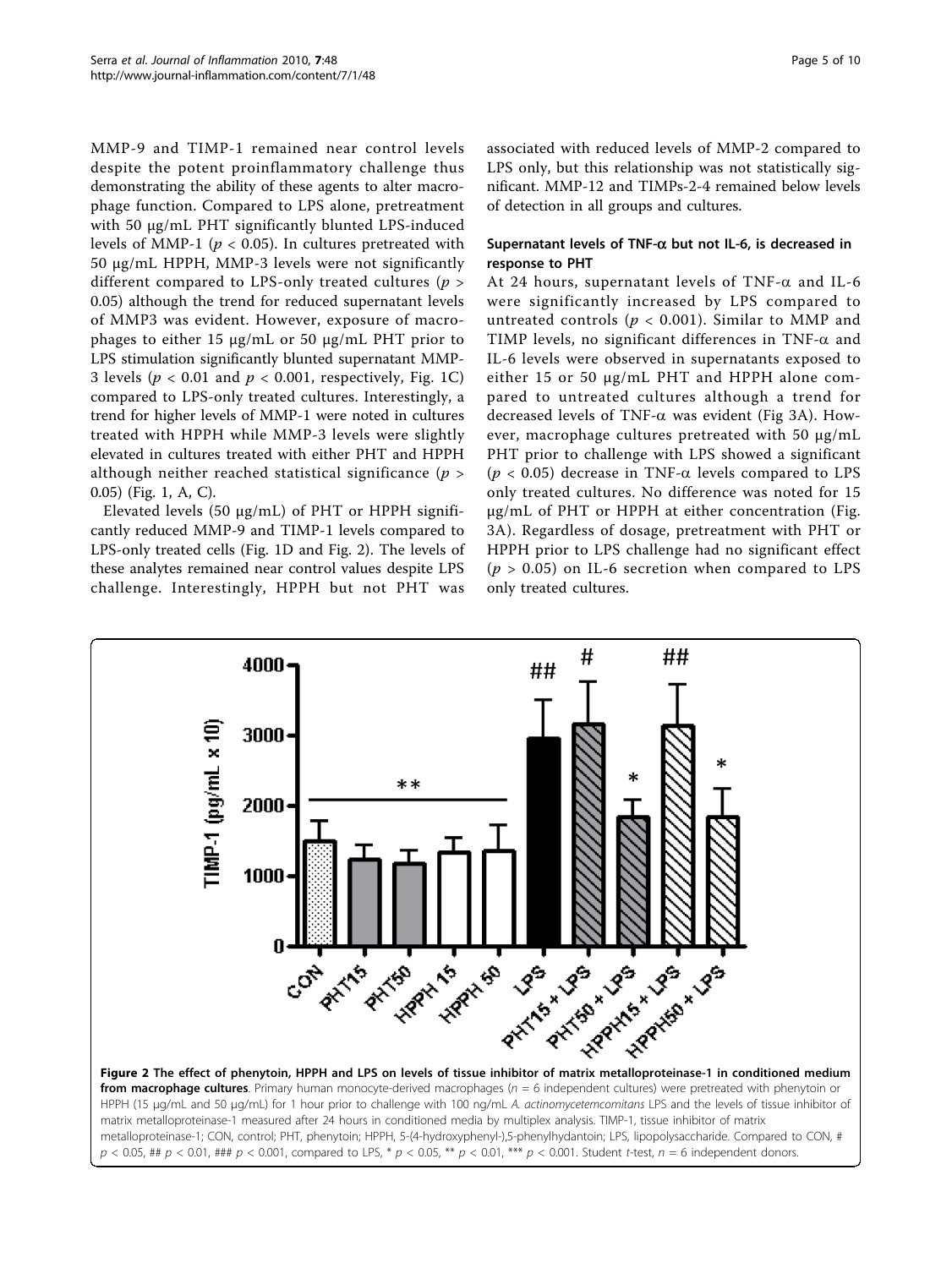MMP-9 and TIMP-1 remained near control levels despite the potent proinflammatory challenge thus demonstrating the ability of these agents to alter macrophage function. Compared to LPS alone, pretreatment with 50 μg/mL PHT significantly blunted LPS-induced levels of MMP-1 ($p < 0.05$). In cultures pretreated with 50 μg/mL HPPH, MMP-3 levels were not significantly different compared to LPS-only treated cultures ($p > 0.05$) although the trend for reduced supernatant levels of MMP3 was evident. However, exposure of macrophages to either 15 μg/mL or 50 μg/mL PHT prior to LPS stimulation significantly blunted supernatant MMP-3 levels ($p < 0.01$ and $p < 0.001$, respectively, Fig. 1C) compared to LPS-only treated cultures. Interestingly, a trend for higher levels of MMP-1 were noted in cultures treated with HPPH while MMP-3 levels were slightly elevated in cultures treated with either PHT and HPPH although neither reached statistical significance ($p > 0.05$) (Fig. 1, A, C).

Elevated levels (50 μg/mL) of PHT or HPPH significantly reduced MMP-9 and TIMP-1 levels compared to LPS-only treated cells (Fig. 1D and Fig. 2). The levels of these analytes remained near control values despite LPS challenge. Interestingly, HPPH but not PHT was associated with reduced levels of MMP-2 compared to LPS only, but this relationship was not statistically significant. MMP-12 and TIMPs-2-4 remained below levels of detection in all groups and cultures.

### Supernatant levels of TNF-α but not IL-6, is decreased in response to PHT

At 24 hours, supernatant levels of TNF-α and IL-6 were significantly increased by LPS compared to untreated controls ($p < 0.001$). Similar to MMP and TIMP levels, no significant differences in TNF-α and IL-6 levels were observed in supernatants exposed to either 15 or 50 μg/mL PHT and HPPH alone compared to untreated cultures although a trend for decreased levels of TNF-α was evident (Fig 3A). However, macrophage cultures pretreated with 50 μg/mL PHT prior to challenge with LPS showed a significant ($p < 0.05$) decrease in TNF-α levels compared to LPS only treated cultures. No difference was noted for 15 μg/mL of PHT or HPPH at either concentration (Fig. 3A). Regardless of dosage, pretreatment with PHT or HPPH prior to LPS challenge had no significant effect ($p > 0.05$) on IL-6 secretion when compared to LPS only treated cultures.

**Figure 2 The effect of phenytoin, HPPH and LPS on levels of tissue inhibitor of matrix metalloproteinase-1 in conditioned medium from macrophage cultures**. Primary human monocyte-derived macrophages ($n = 6$ independent cultures) were pretreated with phenytoin or HPPH (15 μg/mL and 50 μg/mL) for 1 hour prior to challenge with 100 ng/mL *A. actinomycetemcomitans* LPS and the levels of tissue inhibitor of matrix metalloproteinase-1 measured after 24 hours in conditioned media by multiplex analysis. TIMP-1, tissue inhibitor of matrix metalloproteinase-1; CON, control; PHT, phenytoin; HPPH, 5-(4-hydroxyphenyl-),5-phenylhydantoin; LPS, lipopolysaccharide. Compared to CON, # $p < 0.05$, ## $p < 0.01$, ### $p < 0.001$, compared to LPS, * $p < 0.05$, ** $p < 0.01$, *** $p < 0.001$. Student *t*-test, $n = 6$ independent donors.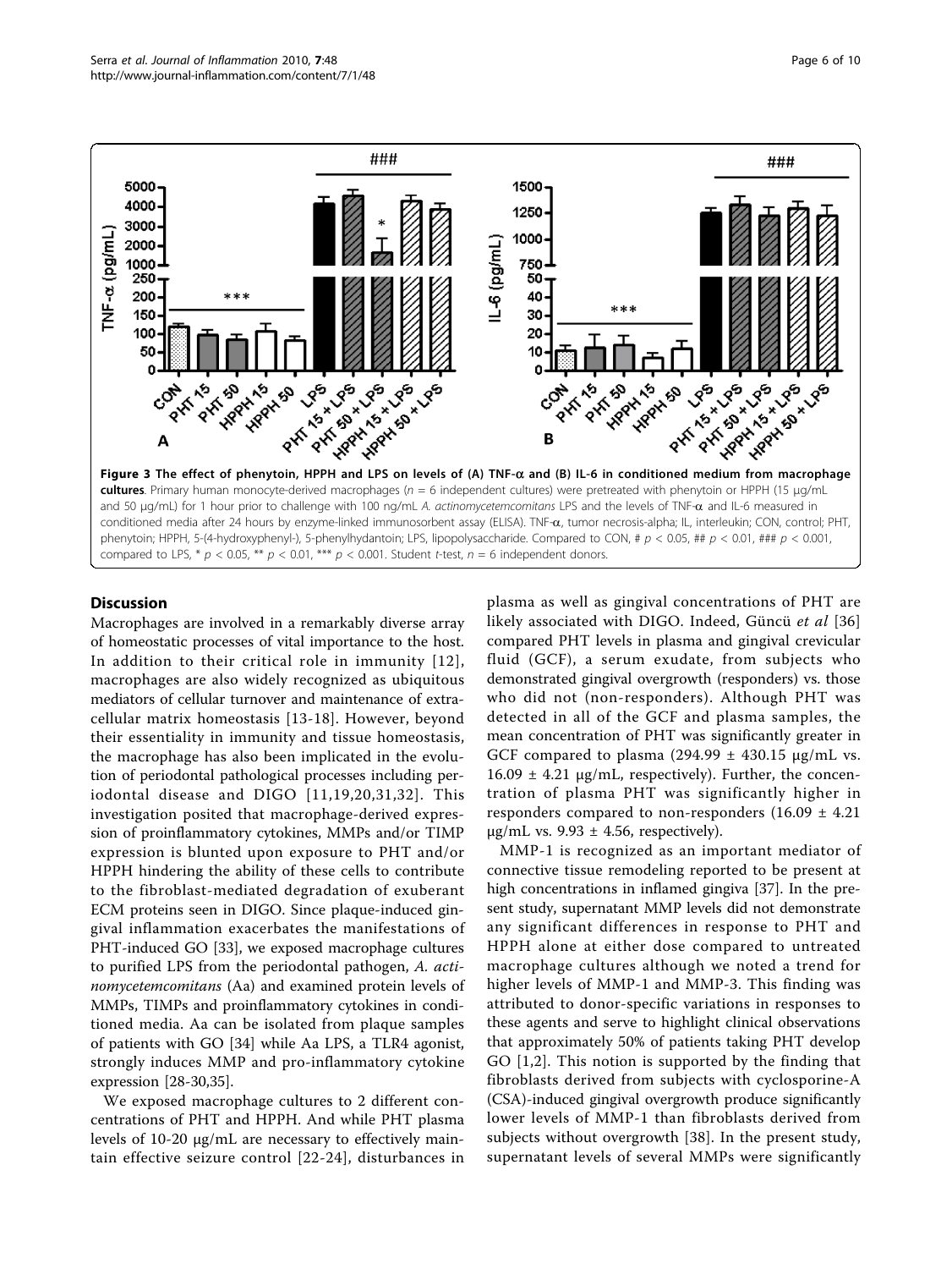**Figure 3 The effect of phenytoin, HPPH and LPS on levels of (A) TNF-α and (B) IL-6 in conditioned medium from macrophage cultures**. Primary human monocyte-derived macrophages ($n$ = 6 independent cultures) were pretreated with phenytoin or HPPH (15 μg/mL and 50 μg/mL) for 1 hour prior to challenge with 100 ng/mL *A. actinomycetemcomitans* LPS and the levels of TNF-α and IL-6 measured in conditioned media after 24 hours by enzyme-linked immunosorbent assay (ELISA). TNF-α, tumor necrosis-alpha; IL, interleukin; CON, control; PHT, phenytoin; HPPH, 5-(4-hydroxyphenyl-), 5-phenylhydantoin; LPS, lipopolysaccharide. Compared to CON, # $p < 0.05$, ## $p < 0.01$, ### $p < 0.001$, compared to LPS, * $p < 0.05$, ** $p < 0.01$, *** $p < 0.001$. Student $t$-test, $n$ = 6 independent donors.

## Discussion

Macrophages are involved in a remarkably diverse array of homeostatic processes of vital importance to the host. In addition to their critical role in immunity [12], macrophages are also widely recognized as ubiquitous mediators of cellular turnover and maintenance of extracellular matrix homeostasis [13-18]. However, beyond their essentiality in immunity and tissue homeostasis, the macrophage has also been implicated in the evolution of periodontal pathological processes including periodontal disease and DIGO [11,19,20,31,32]. This investigation posited that macrophage-derived expression of proinflammatory cytokines, MMPs and/or TIMP expression is blunted upon exposure to PHT and/or HPPH hindering the ability of these cells to contribute to the fibroblast-mediated degradation of exuberant ECM proteins seen in DIGO. Since plaque-induced gingival inflammation exacerbates the manifestations of PHT-induced GO [33], we exposed macrophage cultures to purified LPS from the periodontal pathogen, *A. actinomycetemcomitans* (Aa) and examined protein levels of MMPs, TIMPs and proinflammatory cytokines in conditioned media. Aa can be isolated from plaque samples of patients with GO [34] while Aa LPS, a TLR4 agonist, strongly induces MMP and pro-inflammatory cytokine expression [28-30,35].

We exposed macrophage cultures to 2 different concentrations of PHT and HPPH. And while PHT plasma levels of 10-20 μg/mL are necessary to effectively maintain effective seizure control [22-24], disturbances in plasma as well as gingival concentrations of PHT are likely associated with DIGO. Indeed, Güncü *et al* [36] compared PHT levels in plasma and gingival crevicular fluid (GCF), a serum exudate, from subjects who demonstrated gingival overgrowth (responders) vs. those who did not (non-responders). Although PHT was detected in all of the GCF and plasma samples, the mean concentration of PHT was significantly greater in GCF compared to plasma (294.99 ± 430.15 μg/mL vs. 16.09 ± 4.21 μg/mL, respectively). Further, the concentration of plasma PHT was significantly higher in responders compared to non-responders (16.09 ± 4.21 μg/mL vs. 9.93 ± 4.56, respectively).

MMP-1 is recognized as an important mediator of connective tissue remodeling reported to be present at high concentrations in inflamed gingiva [37]. In the present study, supernatant MMP levels did not demonstrate any significant differences in response to PHT and HPPH alone at either dose compared to untreated macrophage cultures although we noted a trend for higher levels of MMP-1 and MMP-3. This finding was attributed to donor-specific variations in responses to these agents and serve to highlight clinical observations that approximately 50% of patients taking PHT develop GO [1,2]. This notion is supported by the finding that fibroblasts derived from subjects with cyclosporine-A (CSA)-induced gingival overgrowth produce significantly lower levels of MMP-1 than fibroblasts derived from subjects without overgrowth [38]. In the present study, supernatant levels of several MMPs were significantly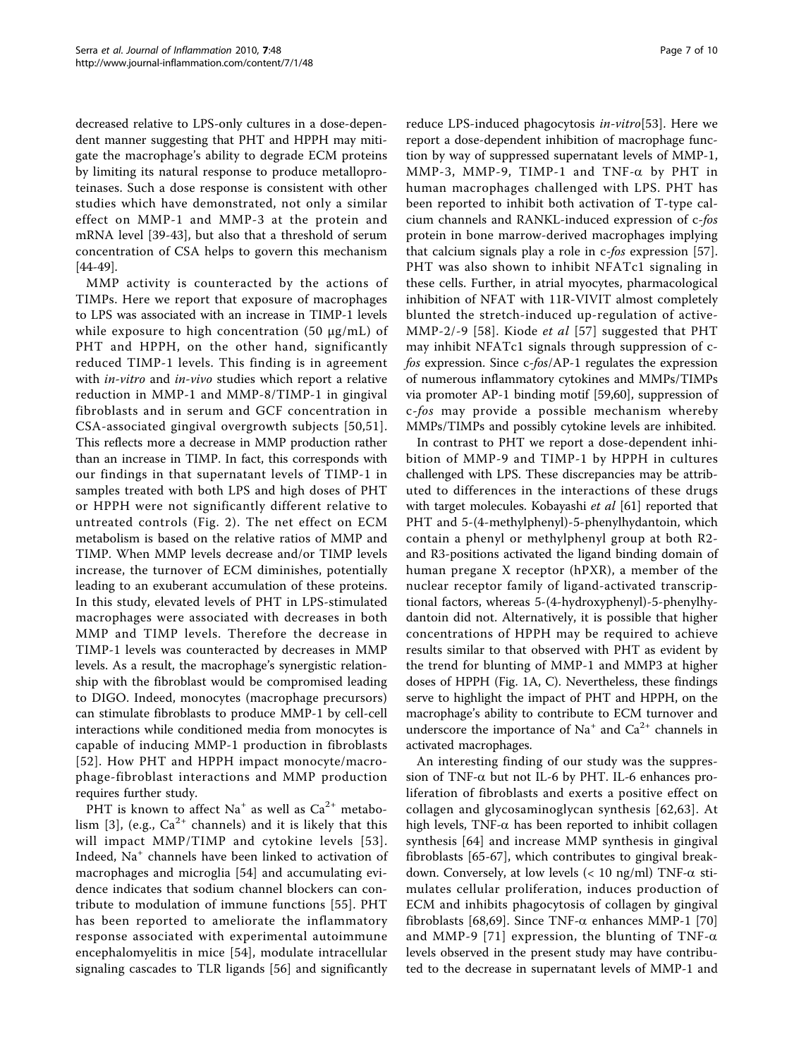decreased relative to LPS-only cultures in a dose-dependent manner suggesting that PHT and HPPH may mitigate the macrophage's ability to degrade ECM proteins by limiting its natural response to produce metalloproteinases. Such a dose response is consistent with other studies which have demonstrated, not only a similar effect on MMP-1 and MMP-3 at the protein and mRNA level [39-43], but also that a threshold of serum concentration of CSA helps to govern this mechanism [44-49].

MMP activity is counteracted by the actions of TIMPs. Here we report that exposure of macrophages to LPS was associated with an increase in TIMP-1 levels while exposure to high concentration (50 μg/mL) of PHT and HPPH, on the other hand, significantly reduced TIMP-1 levels. This finding is in agreement with *in-vitro* and *in-vivo* studies which report a relative reduction in MMP-1 and MMP-8/TIMP-1 in gingival fibroblasts and in serum and GCF concentration in CSA-associated gingival overgrowth subjects [50,51]. This reflects more a decrease in MMP production rather than an increase in TIMP. In fact, this corresponds with our findings in that supernatant levels of TIMP-1 in samples treated with both LPS and high doses of PHT or HPPH were not significantly different relative to untreated controls (Fig. 2). The net effect on ECM metabolism is based on the relative ratios of MMP and TIMP. When MMP levels decrease and/or TIMP levels increase, the turnover of ECM diminishes, potentially leading to an exuberant accumulation of these proteins. In this study, elevated levels of PHT in LPS-stimulated macrophages were associated with decreases in both MMP and TIMP levels. Therefore the decrease in TIMP-1 levels was counteracted by decreases in MMP levels. As a result, the macrophage's synergistic relationship with the fibroblast would be compromised leading to DIGO. Indeed, monocytes (macrophage precursors) can stimulate fibroblasts to produce MMP-1 by cell-cell interactions while conditioned media from monocytes is capable of inducing MMP-1 production in fibroblasts [52]. How PHT and HPPH impact monocyte/macrophage-fibroblast interactions and MMP production requires further study.

PHT is known to affect $Na^{+}$ as well as $Ca^{2+}$ metabolism [3], (e.g., $Ca^{2+}$ channels) and it is likely that this will impact MMP/TIMP and cytokine levels [53]. Indeed, $Na^{+}$ channels have been linked to activation of macrophages and microglia [54] and accumulating evidence indicates that sodium channel blockers can contribute to modulation of immune functions [55]. PHT has been reported to ameliorate the inflammatory response associated with experimental autoimmune encephalomyelitis in mice [54], modulate intracellular signaling cascades to TLR ligands [56] and significantly reduce LPS-induced phagocytosis *in-vitro*[53]. Here we report a dose-dependent inhibition of macrophage function by way of suppressed supernatant levels of MMP-1, MMP-3, MMP-9, TIMP-1 and TNF-α by PHT in human macrophages challenged with LPS. PHT has been reported to inhibit both activation of T-type calcium channels and RANKL-induced expression of c-*fos* protein in bone marrow-derived macrophages implying that calcium signals play a role in c-*fos* expression [57]. PHT was also shown to inhibit NFATc1 signaling in these cells. Further, in atrial myocytes, pharmacological inhibition of NFAT with 11R-VIVIT almost completely blunted the stretch-induced up-regulation of active-MMP-2/-9 [58]. Kiode *et al* [57] suggested that PHT may inhibit NFATc1 signals through suppression of c-*fos* expression. Since c-*fos*/AP-1 regulates the expression of numerous inflammatory cytokines and MMPs/TIMPs via promoter AP-1 binding motif [59,60], suppression of c-*fos* may provide a possible mechanism whereby MMPs/TIMPs and possibly cytokine levels are inhibited.

In contrast to PHT we report a dose-dependent inhibition of MMP-9 and TIMP-1 by HPPH in cultures challenged with LPS. These discrepancies may be attributed to differences in the interactions of these drugs with target molecules. Kobayashi *et al* [61] reported that PHT and 5-(4-methylphenyl)-5-phenylhydantoin, which contain a phenyl or methylphenyl group at both R2- and R3-positions activated the ligand binding domain of human pregane X receptor (hPXR), a member of the nuclear receptor family of ligand-activated transcriptional factors, whereas 5-(4-hydroxyphenyl)-5-phenylhydantoin did not. Alternatively, it is possible that higher concentrations of HPPH may be required to achieve results similar to that observed with PHT as evident by the trend for blunting of MMP-1 and MMP3 at higher doses of HPPH (Fig. 1A, C). Nevertheless, these findings serve to highlight the impact of PHT and HPPH, on the macrophage's ability to contribute to ECM turnover and underscore the importance of $Na^{+}$ and $Ca^{2+}$ channels in activated macrophages.

An interesting finding of our study was the suppression of TNF-α but not IL-6 by PHT. IL-6 enhances proliferation of fibroblasts and exerts a positive effect on collagen and glycosaminoglycan synthesis [62,63]. At high levels, TNF-α has been reported to inhibit collagen synthesis [64] and increase MMP synthesis in gingival fibroblasts [65-67], which contributes to gingival breakdown. Conversely, at low levels (< 10 ng/ml) TNF-α stimulates cellular proliferation, induces production of ECM and inhibits phagocytosis of collagen by gingival fibroblasts [68,69]. Since TNF-α enhances MMP-1 [70] and MMP-9 [71] expression, the blunting of TNF-α levels observed in the present study may have contributed to the decrease in supernatant levels of MMP-1 and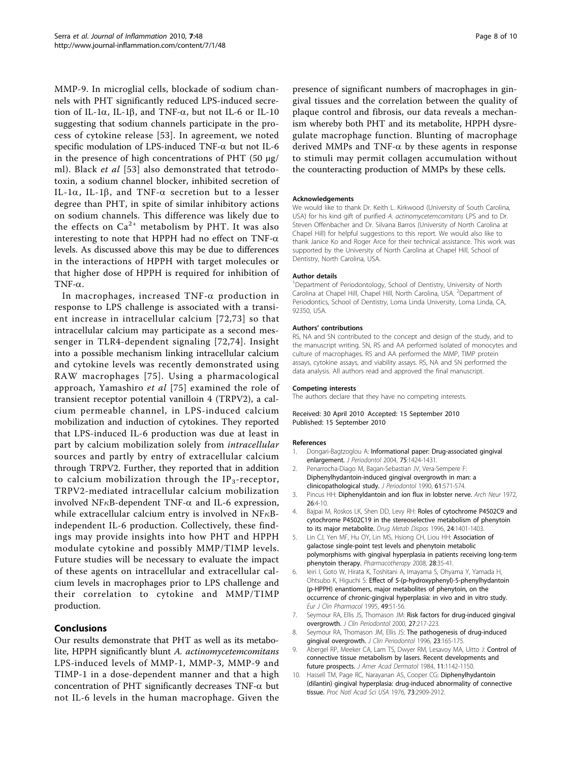MMP-9. In microglial cells, blockade of sodium channels with PHT significantly reduced LPS-induced secretion of IL-1α, IL-1β, and TNF-α, but not IL-6 or IL-10 suggesting that sodium channels participate in the process of cytokine release [53]. In agreement, we noted specific modulation of LPS-induced TNF-α but not IL-6 in the presence of high concentrations of PHT (50 μg/ml). Black *et al* [53] also demonstrated that tetrodotoxin, a sodium channel blocker, inhibited secretion of IL-1α, IL-1β, and TNF-α secretion but to a lesser degree than PHT, in spite of similar inhibitory actions on sodium channels. This difference was likely due to the effects on $Ca^{2+}$ metabolism by PHT. It was also interesting to note that HPPH had no effect on TNF-α levels. As discussed above this may be due to differences in the interactions of HPPH with target molecules or that higher dose of HPPH is required for inhibition of TNF-α.

In macrophages, increased TNF-α production in response to LPS challenge is associated with a transient increase in intracellular calcium [72,73] so that intracellular calcium may participate as a second messenger in TLR4-dependent signaling [72,74]. Insight into a possible mechanism linking intracellular calcium and cytokine levels was recently demonstrated using RAW macrophages [75]. Using a pharmacological approach, Yamashiro *et al* [75] examined the role of transient receptor potential vanilloin 4 (TRPV2), a calcium permeable channel, in LPS-induced calcium mobilization and induction of cytokines. They reported that LPS-induced IL-6 production was due at least in part by calcium mobilization solely from *intracellular* sources and partly by entry of extracellular calcium through TRPV2. Further, they reported that in addition to calcium mobilization through the $IP_3$-receptor, TRPV2-mediated intracellular calcium mobilization involved NFκB-dependent TNF-α and IL-6 expression, while extracellular calcium entry is involved in NFκB-independent IL-6 production. Collectively, these findings may provide insights into how PHT and HPPH modulate cytokine and possibly MMP/TIMP levels. Future studies will be necessary to evaluate the impact of these agents on intracellular and extracellular calcium levels in macrophages prior to LPS challenge and their correlation to cytokine and MMP/TIMP production.

## Conclusions

Our results demonstrate that PHT as well as its metabolite, HPPH significantly blunt *A. actinomycetemcomitans* LPS-induced levels of MMP-1, MMP-3, MMP-9 and TIMP-1 in a dose-dependent manner and that a high concentration of PHT significantly decreases TNF-α but not IL-6 levels in the human macrophage. Given the presence of significant numbers of macrophages in gingival tissues and the correlation between the quality of plaque control and fibrosis, our data reveals a mechanism whereby both PHT and its metabolite, HPPH dysregulate macrophage function. Blunting of macrophage derived MMPs and TNF-α by these agents in response to stimuli may permit collagen accumulation without the counteracting production of MMPs by these cells.

#### Acknowledgements

We would like to thank Dr. Keith L. Kirkwood (University of South Carolina, USA) for his kind gift of purified *A. actinomycetemcomitans* LPS and to Dr. Steven Offenbacher and Dr. Silvana Barros (University of North Carolina at Chapel Hill) for helpful suggestions to this report. We would also like to thank Janice Ko and Roger Arce for their technical assistance. This work was supported by the University of North Carolina at Chapel Hill, School of Dentistry, North Carolina, USA.

#### Author details

[1]Department of Periodontology, School of Dentistry, University of North Carolina at Chapel Hill, Chapel Hill, North Carolina, USA. [2]Department of Periodontics, School of Dentistry, Loma Linda University, Loma Linda, CA, 92350, USA.

#### Authors' contributions

RS, NA and SN contributed to the concept and design of the study, and to the manuscript writing. SN, RS and AA performed isolated of monocytes and culture of macrophages. RS and AA performed the MMP, TIMP protein assays, cytokine assays, and viability assays. RS, NA and SN performed the data analysis. All authors read and approved the final manuscript.

#### Competing interests

The authors declare that they have no competing interests.

Received: 30 April 2010 Accepted: 15 September 2010
Published: 15 September 2010

#### References

1. Dongari-Bagtzoglou A: **Informational paper: Drug-associated gingival enlargement.** *J Periodontol* 2004, **75**:1424-1431.
2. Penarrocha-Diago M, Bagan-Sebastian JV, Vera-Sempere F: **Diphenylhydantoin-induced gingival overgrowth in man: a clinicopathological study.** *J Periodontol* 1990, **61**:571-574.
3. Pincus HH: **Diphenyldantoin and ion flux in lobster nerve.** *Arch Neur* 1972, **26**:4-10.
4. Bajpai M, Roskos LK, Shen DD, Levy RH: **Roles of cytochrome P4502C9 and cytochrome P4502C19 in the stereoselective metabolism of phenytoin to its major metabolite.** *Drug Metab Dispos* 1996, **24**:1401-1403.
5. Lin CJ, Yen MF, Hu OY, Lin MS, Hsiong CH, Liou HH: **Association of galactose single-point test levels and phenytoin metabolic polymorphisms with gingival hyperplasia in patients receiving long-term phenytoin therapy.** *Pharmacotherapy* 2008, **28**:35-41.
6. Ieiri I, Goto W, Hirata K, Toshitani A, Imayama S, Ohyama Y, Yamada H, Ohtsubo K, Higuchi S: **Effect of 5-(p-hydroxyphenyl)-5-phenylhydantoin (p-HPPH) enantiomers, major metabolites of phenytoin, on the occurrence of chronic-gingival hyperplasia: in vivo and in vitro study.** *Eur J Clin Pharmacol* 1995, **49**:51-56.
7. Seymour RA, Ellis JS, Thomason JM: **Risk factors for drug-induced gingival overgrowth.** *J Clin Periodontol* 2000, **27**:217-223.
8. Seymour RA, Thomason JM, Ellis JS: **The pathogenesis of drug-induced gingival overgrowth.** *J Clin Periodontol* 1996, **23**:165-175.
9. Abergel RP, Meeker CA, Lam TS, Dwyer RM, Lesavoy MA, Uitto J: **Control of connective tissue metabolism by lasers. Recent developments and future prospects.** *J Amer Acad Dermatol* 1984, **11**:1142-1150.
10. Hassell TM, Page RC, Narayanan AS, Cooper CG: **Diphenylhydantoin (dilantin) gingival hyperplasia: drug-induced abnormality of connective tissue.** *Proc Natl Acad Sci USA* 1976, **73**:2909-2912.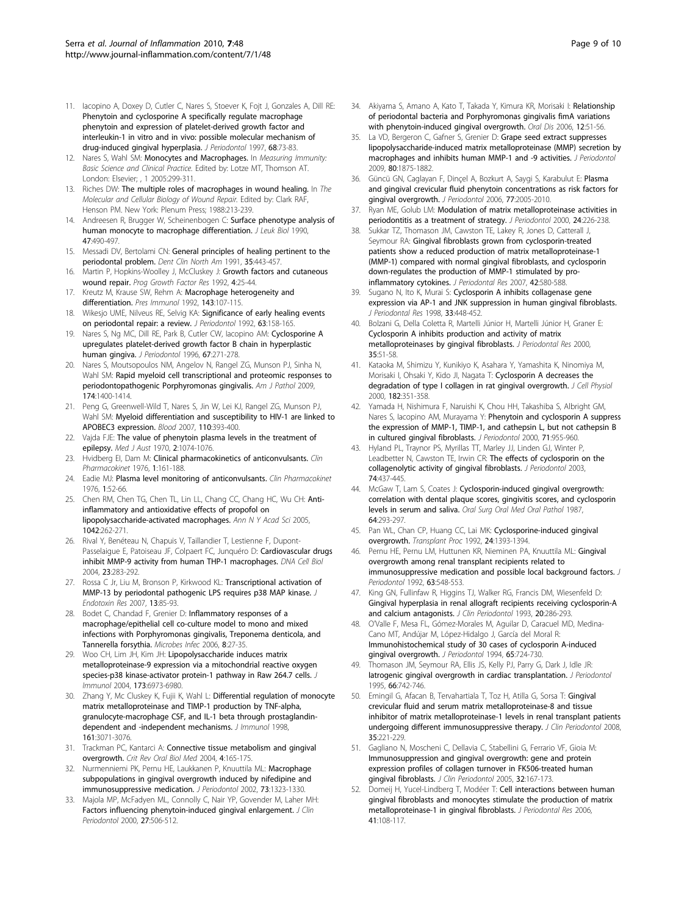11. Iacopino A, Doxey D, Cutler C, Nares S, Stoever K, Fojt J, Gonzales A, Dill RE: **Phenytoin and cyclosporine A specifically regulate macrophage phenytoin and expression of platelet-derived growth factor and interleukin-1 in vitro and in vivo: possible molecular mechanism of drug-induced gingival hyperplasia.** *J Periodontol* 1997, **68**:73-83.
12. Nares S, Wahl SM: **Monocytes and Macrophages.** In *Measuring Immunity: Basic Science and Clinical Practice.* Edited by: Lotze MT, Thomson AT. London: Elsevier; , 1 2005:299-311.
13. Riches DW: **The multiple roles of macrophages in wound healing.** In *The Molecular and Cellular Biology of Wound Repair.* Edited by: Clark RAF, Henson PM. New York: Plenum Press; 1988:213-239.
14. Andreesen R, Brugger W, Scheinenbogen C: **Surface phenotype analysis of human monocyte to macrophage differentiation.** *J Leuk Biol* 1990, **47**:490-497.
15. Messadi DV, Bertolami CN: **General principles of healing pertinent to the periodontal problem.** *Dent Clin North Am* 1991, **35**:443-457.
16. Martin P, Hopkins-Woolley J, McCluskey J: **Growth factors and cutaneous wound repair.** *Prog Growth Factor Res* 1992, **4**:25-44.
17. Kreutz M, Krause SW, Rehm A: **Macrophage heterogeneity and differentiation.** *Pres Immunol* 1992, **143**:107-115.
18. Wikesjo UME, Nilveus RE, Selvig KA: **Significance of early healing events on periodontal repair: a review.** *J Periodontol* 1992, **63**:158-165.
19. Nares S, Ng MC, Dill RE, Park B, Cutler CW, Iacopino AM: **Cyclosporine A upregulates platelet-derived growth factor B chain in hyperplastic human gingiva.** *J Periodontol* 1996, **67**:271-278.
20. Nares S, Moutsopoulos NM, Angelov N, Rangel ZG, Munson PJ, Sinha N, Wahl SM: **Rapid myeloid cell transcriptional and proteomic responses to periodontopathogenic Porphyromonas gingivalis.** *Am J Pathol* 2009, **174**:1400-1414.
21. Peng G, Greenwell-Wild T, Nares S, Jin W, Lei KJ, Rangel ZG, Munson PJ, Wahl SM: **Myeloid differentiation and susceptibility to HIV-1 are linked to APOBEC3 expression.** *Blood* 2007, **110**:393-400.
22. Vajda FJE: **The value of phenytoin plasma levels in the treatment of epilepsy.** *Med J Aust* 1970, **2**:1074-1076.
23. Hvidberg EI, Dam M: **Clinical pharmacokinetics of anticonvulsants.** *Clin Pharmacokinet* 1976, **1**:161-188.
24. Eadie MJ: **Plasma level monitoring of anticonvulsants.** *Clin Pharmacokinet* 1976, **1**:52-66.
25. Chen RM, Chen TG, Chen TL, Lin LL, Chang CC, Chang HC, Wu CH: **Anti-inflammatory and antioxidative effects of propofol on lipopolysaccharide-activated macrophages.** *Ann N Y Acad Sci* 2005, **1042**:262-271.
26. Rival Y, Benéteau N, Chapuis V, Taillandier T, Lestienne F, Dupont-Passelaigue E, Patoiseau JF, Colpaert FC, Junquéro D: **Cardiovascular drugs inhibit MMP-9 activity from human THP-1 macrophages.** *DNA Cell Biol* 2004, **23**:283-292.
27. Rossa C Jr, Liu M, Bronson P, Kirkwood KL: **Transcriptional activation of MMP-13 by periodontal pathogenic LPS requires p38 MAP kinase.** *J Endotoxin Res* 2007, **13**:85-93.
28. Bodet C, Chandad F, Grenier D: **Inflammatory responses of a macrophage/epithelial cell co-culture model to mono and mixed infections with Porphyromonas gingivalis, Treponema denticola, and Tannerella forsythia.** *Microbes Infec* 2006, **8**:27-35.
29. Woo CH, Lim JH, Kim JH: **Lipopolysaccharide induces matrix metalloproteinase-9 expression via a mitochondrial reactive oxygen species-p38 kinase-activator protein-1 pathway in Raw 264.7 cells.** *J Immunol* 2004, **173**:6973-6980.
30. Zhang Y, Mc Cluskey K, Fujii K, Wahl L: **Differential regulation of monocyte matrix metalloproteinase and TIMP-1 production by TNF-alpha, granulocyte-macrophage CSF, and IL-1 beta through prostaglandin-dependent and -independent mechanisms.** *J Immunol* 1998, **161**:3071-3076.
31. Trackman PC, Kantarci A: **Connective tissue metabolism and gingival overgrowth.** *Crit Rev Oral Biol Med* 2004, **4**:165-175.
32. Nurmenniemi PK, Pernu HE, Laukkanen P, Knuuttila ML: **Macrophage subpopulations in gingival overgrowth induced by nifedipine and immunosuppressive medication.** *J Periodontol* 2002, **73**:1323-1330.
33. Majola MP, McFadyen ML, Connolly C, Nair YP, Govender M, Laher MH: **Factors influencing phenytoin-induced gingival enlargement.** *J Clin Periodontol* 2000, **27**:506-512.
34. Akiyama S, Amano A, Kato T, Takada Y, Kimura KR, Morisaki I: **Relationship of periodontal bacteria and Porphyromonas gingivalis fimA variations with phenytoin-induced gingival overgrowth.** *Oral Dis* 2006, **12**:51-56.
35. La VD, Bergeron C, Gafner S, Grenier D: **Grape seed extract suppresses lipopolysaccharide-induced matrix metalloproteinase (MMP) secretion by macrophages and inhibits human MMP-1 and -9 activities.** *J Periodontol* 2009, **80**:1875-1882.
36. Güncü GN, Caglayan F, Dinçel A, Bozkurt A, Saygi S, Karabulut E: **Plasma and gingival crevicular fluid phenytoin concentrations as risk factors for gingival overgrowth.** *J Periodontol* 2006, **77**:2005-2010.
37. Ryan ME, Golub LM: **Modulation of matrix metalloproteinase activities in periodontitis as a treatment of strategy.** *J Periodontol* 2000, **24**:226-238.
38. Sukkar TZ, Thomason JM, Cawston TE, Lakey R, Jones D, Catterall J, Seymour RA: **Gingival fibroblasts grown from cyclosporin-treated patients show a reduced production of matrix metalloproteinase-1 (MMP-1) compared with normal gingival fibroblasts, and cyclosporin down-regulates the production of MMP-1 stimulated by pro-inflammatory cytokines.** *J Periodontal Res* 2007, **42**:580-588.
39. Sugano N, Ito K, Murai S: **Cyclosporin A inhibits collagenase gene expression via AP-1 and JNK suppression in human gingival fibroblasts.** *J Periodontal Res* 1998, **33**:448-452.
40. Bolzani G, Della Coletta R, Martelli Júnior H, Martelli Júnior H, Graner E: **Cyclosporin A inhibits production and activity of matrix metalloproteinases by gingival fibroblasts.** *J Periodontal Res* 2000, **35**:51-58.
41. Kataoka M, Shimizu Y, Kunikiyo K, Asahara Y, Yamashita K, Ninomiya M, Morisaki I, Ohsaki Y, Kido JI, Nagata T: **Cyclosporin A decreases the degradation of type I collagen in rat gingival overgrowth.** *J Cell Physiol* 2000, **182**:351-358.
42. Yamada H, Nishimura F, Naruishi K, Chou HH, Takashiba S, Albright GM, Nares S, Iacopino AM, Murayama Y: **Phenytoin and cyclosporin A suppress the expression of MMP-1, TIMP-1, and cathepsin L, but not cathepsin B in cultured gingival fibroblasts.** *J Periodontol* 2000, **71**:955-960.
43. Hyland PL, Traynor PS, Myrillas TT, Marley JJ, Linden GJ, Winter P, Leadbetter N, Cawston TE, Irwin CR: **The effects of cyclosporin on the collagenolytic activity of gingival fibroblasts.** *J Periodontol* 2003, **74**:437-445.
44. McGaw T, Lam S, Coates J: **Cyclosporin-induced gingival overgrowth: correlation with dental plaque scores, gingivitis scores, and cyclosporin levels in serum and saliva.** *Oral Surg Oral Med Oral Pathol* 1987, **64**:293-297.
45. Pan WL, Chan CP, Huang CC, Lai MK: **Cyclosporine-induced gingival overgrowth.** *Transplant Proc* 1992, **24**:1393-1394.
46. Pernu HE, Pernu LM, Huttunen KR, Nieminen PA, Knuuttila ML: **Gingival overgrowth among renal transplant recipients related to immunosuppressive medication and possible local background factors.** *J Periodontol* 1992, **63**:548-553.
47. King GN, Fullinfaw R, Higgins TJ, Walker RG, Francis DM, Wiesenfeld D: **Gingival hyperplasia in renal allograft recipients receiving cyclosporin-A and calcium antagonists.** *J Clin Periodontol* 1993, **20**:286-293.
48. O'Valle F, Mesa FL, Gómez-Morales M, Aguilar D, Caracuel MD, Medina-Cano MT, Andújar M, López-Hidalgo J, García del Moral R: **Immunohistochemical study of 30 cases of cyclosporin A-induced gingival overgrowth.** *J Periodontol* 1994, **65**:724-730.
49. Thomason JM, Seymour RA, Ellis JS, Kelly PJ, Parry G, Dark J, Idle JR: **Iatrogenic gingival overgrowth in cardiac transplantation.** *J Periodontol* 1995, **66**:742-746.
50. Emingil G, Afacan B, Tervahartiala T, Toz H, Atilla G, Sorsa T: **Gingival crevicular fluid and serum matrix metalloproteinase-8 and tissue inhibitor of matrix metalloproteinase-1 levels in renal transplant patients undergoing different immunosuppressive therapy.** *J Clin Periodontol* 2008, **35**:221-229.
51. Gagliano N, Moscheni C, Dellavia C, Stabellini G, Ferrario VF, Gioia M: **Immunosuppression and gingival overgrowth: gene and protein expression profiles of collagen turnover in FK506-treated human gingival fibroblasts.** *J Clin Periodontol* 2005, **32**:167-173.
52. Domeij H, Yucel-Lindberg T, Modéer T: **Cell interactions between human gingival fibroblasts and monocytes stimulate the production of matrix metalloproteinase-1 in gingival fibroblasts.** *J Periodontal Res* 2006, **41**:108-117.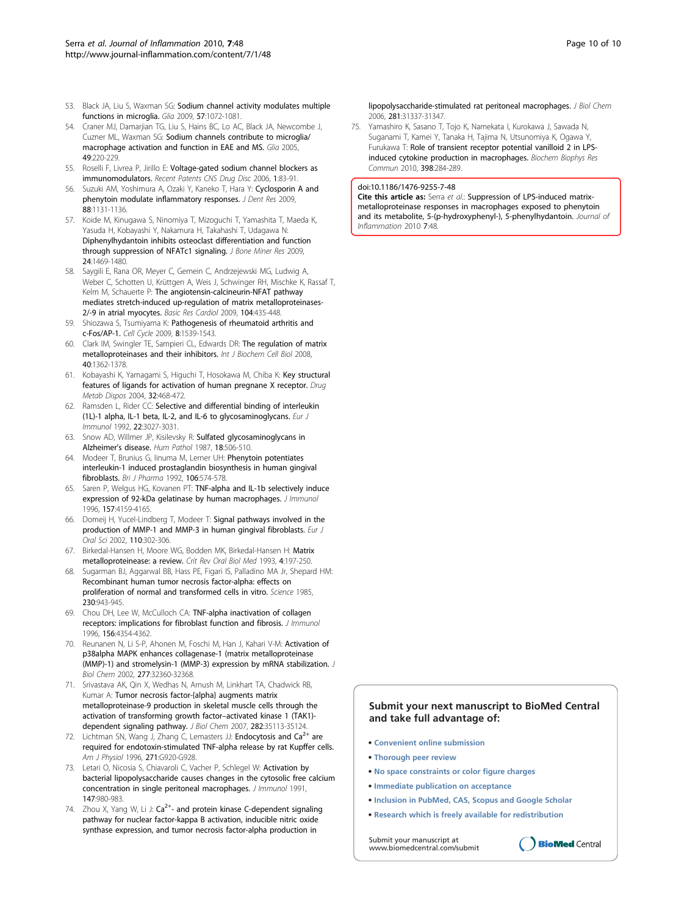53. Black JA, Liu S, Waxman SG: **Sodium channel activity modulates multiple functions in microglia.** *Glia* 2009, **57**:1072-1081.
54. Craner MJ, Damarjian TG, Liu S, Hains BC, Lo AC, Black JA, Newcombe J, Cuzner ML, Waxman SG: **Sodium channels contribute to microglia/ macrophage activation and function in EAE and MS.** *Glia* 2005, **49**:220-229.
55. Roselli F, Livrea P, Jirillo E: **Voltage-gated sodium channel blockers as immunomodulators.** *Recent Patents CNS Drug Disc* 2006, **1**:83-91.
56. Suzuki AM, Yoshimura A, Ozaki Y, Kaneko T, Hara Y: **Cyclosporin A and phenytoin modulate inflammatory responses.** *J Dent Res* 2009, **88**:1131-1136.
57. Koide M, Kinugawa S, Ninomiya T, Mizoguchi T, Yamashita T, Maeda K, Yasuda H, Kobayashi Y, Nakamura H, Takahashi T, Udagawa N: **Diphenylhydantoin inhibits osteoclast differentiation and function through suppression of NFATc1 signaling.** *J Bone Miner Res* 2009, **24**:1469-1480.
58. Saygili E, Rana OR, Meyer C, Gemein C, Andrzejewski MG, Ludwig A, Weber C, Schotten U, Krüttgen A, Weis J, Schwinger RH, Mischke K, Rassaf T, Kelm M, Schauerte P: **The angiotensin-calcineurin-NFAT pathway mediates stretch-induced up-regulation of matrix metalloproteinases-2/-9 in atrial myocytes.** *Basic Res Cardiol* 2009, **104**:435-448.
59. Shiozawa S, Tsumiyama K: **Pathogenesis of rheumatoid arthritis and c-Fos/AP-1.** *Cell Cycle* 2009, **8**:1539-1543.
60. Clark IM, Swingler TE, Sampieri CL, Edwards DR: **The regulation of matrix metalloproteinases and their inhibitors.** *Int J Biochem Cell Biol* 2008, **40**:1362-1378.
61. Kobayashi K, Yamagami S, Higuchi T, Hosokawa M, Chiba K: **Key structural features of ligands for activation of human pregnane X receptor.** *Drug Metab Dispos* 2004, **32**:468-472.
62. Ramsden L, Rider CC: **Selective and differential binding of interleukin (1L)-1 alpha, IL-1 beta, IL-2, and IL-6 to glycosaminoglycans.** *Eur J Immunol* 1992, **22**:3027-3031.
63. Snow AD, Willmer JP, Kisilevsky R: **Sulfated glycosaminoglycans in Alzheimer's disease.** *Hum Pathol* 1987, **18**:506-510.
64. Modeer T, Brunius G, Iinuma M, Lerner UH: **Phenytoin potentiates interleukin-1 induced prostaglandin biosynthesis in human gingival fibroblasts.** *Bri J Pharma* 1992, **106**:574-578.
65. Saren P, Welgus HG, Kovanen PT: **TNF-alpha and IL-1b selectively induce expression of 92-kDa gelatinase by human macrophages.** *J Immunol* 1996, **157**:4159-4165.
66. Domeij H, Yucel-Lindberg T, Modeer T: **Signal pathways involved in the production of MMP-1 and MMP-3 in human gingival fibroblasts.** *Eur J Oral Sci* 2002, **110**:302-306.
67. Birkedal-Hansen H, Moore WG, Bodden MK, Birkedal-Hansen H: **Matrix metalloproteinease: a review.** *Crit Rev Oral Biol Med* 1993, **4**:197-250.
68. Sugarman BJ, Aggarwal BB, Hass PE, Figari IS, Palladino MA Jr, Shepard HM: **Recombinant human tumor necrosis factor-alpha: effects on proliferation of normal and transformed cells in vitro.** *Science* 1985, **230**:943-945.
69. Chou DH, Lee W, McCulloch CA: **TNF-alpha inactivation of collagen receptors: implications for fibroblast function and fibrosis.** *J Immunol* 1996, **156**:4354-4362.
70. Reunanen N, Li S-P, Ahonen M, Foschi M, Han J, Kahari V-M: **Activation of p38alpha MAPK enhances collagenase-1 (matrix metalloproteinase (MMP)-1) and stromelysin-1 (MMP-3) expression by mRNA stabilization.** *J Biol Chem* 2002, **277**:32360-32368.
71. Srivastava AK, Qin X, Wedhas N, Arnush M, Linkhart TA, Chadwick RB, Kumar A: **Tumor necrosis factor-{alpha} augments matrix metalloproteinase-9 production in skeletal muscle cells through the activation of transforming growth factor–activated kinase 1 (TAK1)-dependent signaling pathway.** *J Biol Chem* 2007, **282**:35113-35124.
72. Lichtman SN, Wang J, Zhang C, Lemasters JJ: **Endocytosis and $Ca^{2+}$ are required for endotoxin-stimulated TNF-alpha release by rat Kupffer cells.** *Am J Physiol* 1996, **271**:G920-G928.
73. Letari O, Nicosia S, Chiavaroli C, Vacher P, Schlegel W: **Activation by bacterial lipopolysaccharide causes changes in the cytosolic free calcium concentration in single peritoneal macrophages.** *J Immunol* 1991, **147**:980-983.
74. Zhou X, Yang W, Li J: **$Ca^{2+}$- and protein kinase C-dependent signaling pathway for nuclear factor-kappa B activation, inducible nitric oxide synthase expression, and tumor necrosis factor-alpha production in lipopolysaccharide-stimulated rat peritoneal macrophages.** *J Biol Chem* 2006, **281**:31337-31347.
75. Yamashiro K, Sasano T, Tojo K, Namekata I, Kurokawa J, Sawada N, Suganami T, Kamei Y, Tanaka H, Tajima N, Utsunomiya K, Ogawa Y, Furukawa T: **Role of transient receptor potential vanilloid 2 in LPS-induced cytokine production in macrophages.** *Biochem Biophys Res Commun* 2010, **398**:284-289.

doi:10.1186/1476-9255-7-48

**Cite this article as:** Serra *et al.*: Suppression of LPS-induced matrix-metalloproteinase responses in macrophages exposed to phenytoin and its metabolite, 5-(p-hydroxyphenyl-), 5-phenylhydantoin. *Journal of Inflammation* 2010 **7**:48.

**Submit your next manuscript to BioMed Central and take full advantage of:**

- Convenient online submission
- Thorough peer review
- No space constraints or color figure charges
- Immediate publication on acceptance
- Inclusion in PubMed, CAS, Scopus and Google Scholar
- Research which is freely available for redistribution

Submit your manuscript at
www.biomedcentral.com/submit

BioMed Central